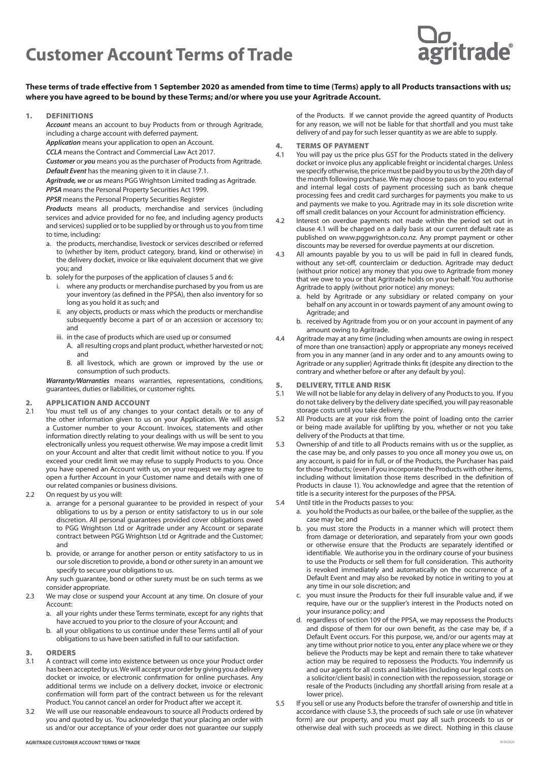# Customer Account Terms of Trade

**These terms of trade effective from 1 September 2020 as amended from time to time (Terms) apply to all Products transactions with us; where you have agreed to be bound by these Terms; and/or where you use your Agritrade Account.**

## 1. DEFINITIONS

***Account*** means an account to buy Products from or through Agritrade, including a charge account with deferred payment.

***Application*** means your application to open an Account.

***CCLA*** means the Contract and Commercial Law Act 2017.

***Customer*** or ***you*** means you as the purchaser of Products from Agritrade.

***Default Event*** has the meaning given to it in clause 7.1.

***Agritrade, we*** or ***us*** means PGG Wrightson Limited trading as Agritrade.

***PPSA*** means the Personal Property Securities Act 1999.

***PPSR*** means the Personal Property Securities Register

***Products*** means all products, merchandise and services (including services and advice provided for no fee, and including agency products and services) supplied or to be supplied by or through us to you from time to time, including***:***

a. the products, merchandise, livestock or services described or referred to (whether by item, product category, brand, kind or otherwise) in the delivery docket, invoice or like equivalent document that we give you; and

b. solely for the purposes of the application of clauses 5 and 6:

  i. where any products or merchandise purchased by you from us are your inventory (as defined in the PPSA), then also inventory for so long as you hold it as such; and

  ii. any objects, products or mass which the products or merchandise subsequently become a part of or an accession or accessory to; and

  iii. in the case of products which are used up or consumed

    A. all resulting crops and plant product, whether harvested or not; and

    B. all livestock, which are grown or improved by the use or consumption of such products.

***Warranty/Warranties*** means warranties, representations, conditions, guarantees, duties or liabilities, or customer rights.

## 2. APPLICATION AND ACCOUNT

2.1 You must tell us of any changes to your contact details or to any of the other information given to us on your Application. We will assign a Customer number to your Account. Invoices, statements and other information directly relating to your dealings with us will be sent to you electronically unless you request otherwise. We may impose a credit limit on your Account and alter that credit limit without notice to you. If you exceed your credit limit we may refuse to supply Products to you. Once you have opened an Account with us, on your request we may agree to open a further Account in your Customer name and details with one of our related companies or business divisions.

2.2 On request by us you will:

a. arrange for a personal guarantee to be provided in respect of your obligations to us by a person or entity satisfactory to us in our sole discretion. All personal guarantees provided cover obligations owed to PGG Wrightson Ltd or Agritrade under any Account or separate contract between PGG Wrightson Ltd or Agritrade and the Customer; and

b. provide, or arrange for another person or entity satisfactory to us in our sole discretion to provide, a bond or other surety in an amount we specify to secure your obligations to us.

Any such guarantee, bond or other surety must be on such terms as we consider appropriate.

2.3 We may close or suspend your Account at any time. On closure of your Account:

a. all your rights under these Terms terminate, except for any rights that have accrued to you prior to the closure of your Account; and

b. all your obligations to us continue under these Terms until all of your obligations to us have been satisfied in full to our satisfaction.

## 3. ORDERS

3.1 A contract will come into existence between us once your Product order has been accepted by us. We will accept your order by giving you a delivery docket or invoice, or electronic confirmation for online purchases. Any additional terms we include on a delivery docket, invoice or electronic confirmation will form part of the contract between us for the relevant Product. You cannot cancel an order for Product after we accept it.

3.2 We will use our reasonable endeavours to source all Products ordered by you and quoted by us. You acknowledge that your placing an order with us and/or our acceptance of your order does not guarantee our supply of the Products. If we cannot provide the agreed quantity of Products for any reason, we will not be liable for that shortfall and you must take delivery of and pay for such lesser quantity as we are able to supply.

## 4. TERMS OF PAYMENT

4.1 You will pay us the price plus GST for the Products stated in the delivery docket or invoice plus any applicable freight or incidental charges. Unless we specify otherwise, the price must be paid by you to us by the 20th day of the month following purchase. We may choose to pass on to you external and internal legal costs of payment processing such as bank cheque processing fees and credit card surcharges for payments you make to us and payments we make to you. Agritrade may in its sole discretion write off small credit balances on your Account for administration efficiency.

4.2 Interest on overdue payments not made within the period set out in clause 4.1 will be charged on a daily basis at our current default rate as published on www.pggwrightson.co.nz. Any prompt payment or other discounts may be reversed for overdue payments at our discretion.

4.3 All amounts payable by you to us will be paid in full in cleared funds, without any set-off, counterclaim or deduction. Agritrade may deduct (without prior notice) any money that you owe to Agritrade from money that we owe to you or that Agritrade holds on your behalf. You authorise Agritrade to apply (without prior notice) any moneys:

a. held by Agritrade or any subsidiary or related company on your behalf on any account in or towards payment of any amount owing to Agritrade; and

b. received by Agritrade from you or on your account in payment of any amount owing to Agritrade.

4.4 Agritrade may at any time (including when amounts are owing in respect of more than one transaction) apply or appropriate any moneys received from you in any manner (and in any order and to any amounts owing to Agritrade or any supplier) Agritrade thinks fit (despite any direction to the contrary and whether before or after any default by you).

## 5. DELIVERY, TITLE AND RISK

5.1 We will not be liable for any delay in delivery of any Products to you. If you do not take delivery by the delivery date specified, you will pay reasonable storage costs until you take delivery.

5.2 All Products are at your risk from the point of loading onto the carrier or being made available for uplifting by you, whether or not you take delivery of the Products at that time.

5.3 Ownership of and title to all Products remains with us or the supplier, as the case may be, and only passes to you once all money you owe us, on any account, is paid for in full, or of the Products, the Purchaser has paid for those Products; (even if you incorporate the Products with other items, including without limitation those items described in the definition of Products in clause 1). You acknowledge and agree that the retention of title is a security interest for the purposes of the PPSA.

5.4 Until title in the Products passes to you:

a. you hold the Products as our bailee, or the bailee of the supplier, as the case may be; and

b. you must store the Products in a manner which will protect them from damage or deterioration, and separately from your own goods or otherwise ensure that the Products are separately identified or identifiable. We authorise you in the ordinary course of your business to use the Products or sell them for full consideration. This authority is revoked immediately and automatically on the occurrence of a Default Event and may also be revoked by notice in writing to you at any time in our sole discretion; and

c. you must insure the Products for their full insurable value and, if we require, have our or the supplier's interest in the Products noted on your insurance policy; and

d. regardless of section 109 of the PPSA, we may repossess the Products and dispose of them for our own benefit, as the case may be, if a Default Event occurs. For this purpose, we, and/or our agents may at any time without prior notice to you, enter any place where we or they believe the Products may be kept and remain there to take whatever action may be required to repossess the Products. You indemnify us and our agents for all costs and liabilities (including our legal costs on a solicitor/client basis) in connection with the repossession, storage or resale of the Products (including any shortfall arising from resale at a lower price).

5.5 If you sell or use any Products before the transfer of ownership and title in accordance with clause 5.3, the proceeds of such sale or use (in whatever form) are our property, and you must pay all such proceeds to us or otherwise deal with such proceeds as we direct. Nothing in this clause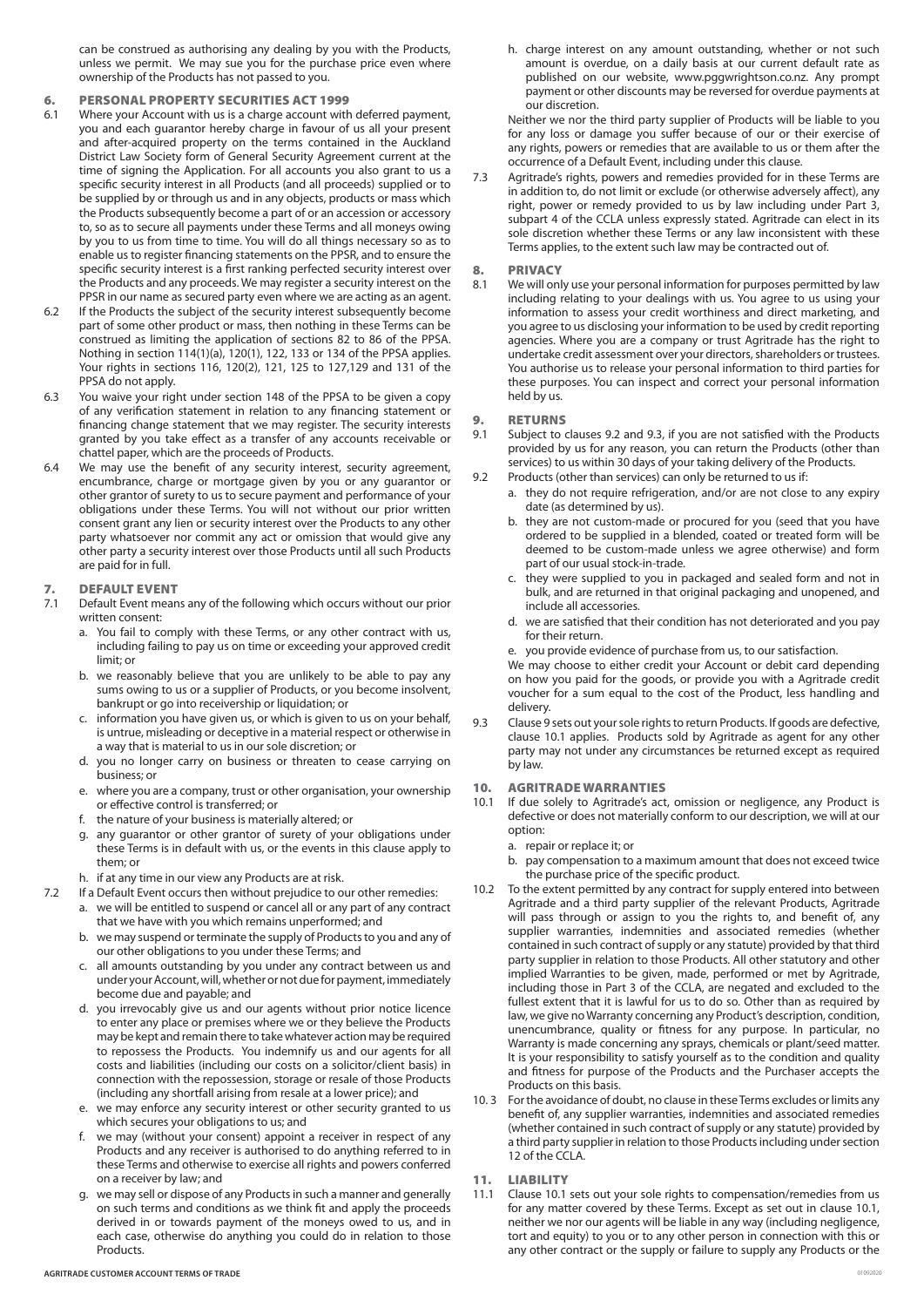can be construed as authorising any dealing by you with the Products, unless we permit. We may sue you for the purchase price even where ownership of the Products has not passed to you.

## 6. PERSONAL PROPERTY SECURITIES ACT 1999

6.1 Where your Account with us is a charge account with deferred payment, you and each guarantor hereby charge in favour of us all your present and after-acquired property on the terms contained in the Auckland District Law Society form of General Security Agreement current at the time of signing the Application. For all accounts you also grant to us a specific security interest in all Products (and all proceeds) supplied or to be supplied by or through us and in any objects, products or mass which the Products subsequently become a part of or an accession or accessory to, so as to secure all payments under these Terms and all moneys owing by you to us from time to time. You will do all things necessary so as to enable us to register financing statements on the PPSR, and to ensure the specific security interest is a first ranking perfected security interest over the Products and any proceeds. We may register a security interest on the PPSR in our name as secured party even where we are acting as an agent.

6.2 If the Products the subject of the security interest subsequently become part of some other product or mass, then nothing in these Terms can be construed as limiting the application of sections 82 to 86 of the PPSA. Nothing in section 114(1)(a), 120(1), 122, 133 or 134 of the PPSA applies. Your rights in sections 116, 120(2), 121, 125 to 127,129 and 131 of the PPSA do not apply.

6.3 You waive your right under section 148 of the PPSA to be given a copy of any verification statement in relation to any financing statement or financing change statement that we may register. The security interests granted by you take effect as a transfer of any accounts receivable or chattel paper, which are the proceeds of Products.

6.4 We may use the benefit of any security interest, security agreement, encumbrance, charge or mortgage given by you or any guarantor or other grantor of surety to us to secure payment and performance of your obligations under these Terms. You will not without our prior written consent grant any lien or security interest over the Products to any other party whatsoever nor commit any act or omission that would give any other party a security interest over those Products until all such Products are paid for in full.

## 7. DEFAULT EVENT

7.1 Default Event means any of the following which occurs without our prior written consent:

a. You fail to comply with these Terms, or any other contract with us, including failing to pay us on time or exceeding your approved credit limit; or

b. we reasonably believe that you are unlikely to be able to pay any sums owing to us or a supplier of Products, or you become insolvent, bankrupt or go into receivership or liquidation; or

c. information you have given us, or which is given to us on your behalf, is untrue, misleading or deceptive in a material respect or otherwise in a way that is material to us in our sole discretion; or

d. you no longer carry on business or threaten to cease carrying on business; or

e. where you are a company, trust or other organisation, your ownership or effective control is transferred; or

f. the nature of your business is materially altered; or

g. any guarantor or other grantor of surety of your obligations under these Terms is in default with us, or the events in this clause apply to them; or

h. if at any time in our view any Products are at risk.

7.2 If a Default Event occurs then without prejudice to our other remedies:

a. we will be entitled to suspend or cancel all or any part of any contract that we have with you which remains unperformed; and

b. we may suspend or terminate the supply of Products to you and any of our other obligations to you under these Terms; and

c. all amounts outstanding by you under any contract between us and under your Account, will, whether or not due for payment, immediately become due and payable; and

d. you irrevocably give us and our agents without prior notice licence to enter any place or premises where we or they believe the Products may be kept and remain there to take whatever action may be required to repossess the Products. You indemnify us and our agents for all costs and liabilities (including our costs on a solicitor/client basis) in connection with the repossession, storage or resale of those Products (including any shortfall arising from resale at a lower price); and

e. we may enforce any security interest or other security granted to us which secures your obligations to us; and

f. we may (without your consent) appoint a receiver in respect of any Products and any receiver is authorised to do anything referred to in these Terms and otherwise to exercise all rights and powers conferred on a receiver by law; and

g. we may sell or dispose of any Products in such a manner and generally on such terms and conditions as we think fit and apply the proceeds derived in or towards payment of the moneys owed to us, and in each case, otherwise do anything you could do in relation to those Products.

h. charge interest on any amount outstanding, whether or not such amount is overdue, on a daily basis at our current default rate as published on our website, www.pggwrightson.co.nz. Any prompt payment or other discounts may be reversed for overdue payments at our discretion.

Neither we nor the third party supplier of Products will be liable to you for any loss or damage you suffer because of our or their exercise of any rights, powers or remedies that are available to us or them after the occurrence of a Default Event, including under this clause.

7.3 Agritrade's rights, powers and remedies provided for in these Terms are in addition to, do not limit or exclude (or otherwise adversely affect), any right, power or remedy provided to us by law including under Part 3, subpart 4 of the CCLA unless expressly stated. Agritrade can elect in its sole discretion whether these Terms or any law inconsistent with these Terms applies, to the extent such law may be contracted out of.

## 8. PRIVACY

8.1 We will only use your personal information for purposes permitted by law including relating to your dealings with us. You agree to us using your information to assess your credit worthiness and direct marketing, and you agree to us disclosing your information to be used by credit reporting agencies. Where you are a company or trust Agritrade has the right to undertake credit assessment over your directors, shareholders or trustees. You authorise us to release your personal information to third parties for these purposes. You can inspect and correct your personal information held by us.

## 9. RETURNS

9.1 Subject to clauses 9.2 and 9.3, if you are not satisfied with the Products provided by us for any reason, you can return the Products (other than services) to us within 30 days of your taking delivery of the Products.

9.2 Products (other than services) can only be returned to us if:

a. they do not require refrigeration, and/or are not close to any expiry date (as determined by us).

b. they are not custom-made or procured for you (seed that you have ordered to be supplied in a blended, coated or treated form will be deemed to be custom-made unless we agree otherwise) and form part of our usual stock-in-trade.

c. they were supplied to you in packaged and sealed form and not in bulk, and are returned in that original packaging and unopened, and include all accessories.

d. we are satisfied that their condition has not deteriorated and you pay for their return.

e. you provide evidence of purchase from us, to our satisfaction.

We may choose to either credit your Account or debit card depending on how you paid for the goods, or provide you with a Agritrade credit voucher for a sum equal to the cost of the Product, less handling and delivery.

9.3 Clause 9 sets out your sole rights to return Products. If goods are defective, clause 10.1 applies. Products sold by Agritrade as agent for any other party may not under any circumstances be returned except as required by law.

## 10. AGRITRADE WARRANTIES

10.1 If due solely to Agritrade's act, omission or negligence, any Product is defective or does not materially conform to our description, we will at our option:

a. repair or replace it; or

b. pay compensation to a maximum amount that does not exceed twice the purchase price of the specific product.

10.2 To the extent permitted by any contract for supply entered into between Agritrade and a third party supplier of the relevant Products, Agritrade will pass through or assign to you the rights to, and benefit of, any supplier warranties, indemnities and associated remedies (whether contained in such contract of supply or any statute) provided by that third party supplier in relation to those Products. All other statutory and other implied Warranties to be given, made, performed or met by Agritrade, including those in Part 3 of the CCLA, are negated and excluded to the fullest extent that it is lawful for us to do so. Other than as required by law, we give no Warranty concerning any Product's description, condition, unencumbrance, quality or fitness for any purpose. In particular, no Warranty is made concerning any sprays, chemicals or plant/seed matter. It is your responsibility to satisfy yourself as to the condition and quality and fitness for purpose of the Products and the Purchaser accepts the Products on this basis.

10. 3 For the avoidance of doubt, no clause in these Terms excludes or limits any benefit of, any supplier warranties, indemnities and associated remedies (whether contained in such contract of supply or any statute) provided by a third party supplier in relation to those Products including under section 12 of the CCLA.

## 11. LIABILITY

11.1 Clause 10.1 sets out your sole rights to compensation/remedies from us for any matter covered by these Terms. Except as set out in clause 10.1, neither we nor our agents will be liable in any way (including negligence, tort and equity) to you or to any other person in connection with this or any other contract or the supply or failure to supply any Products or the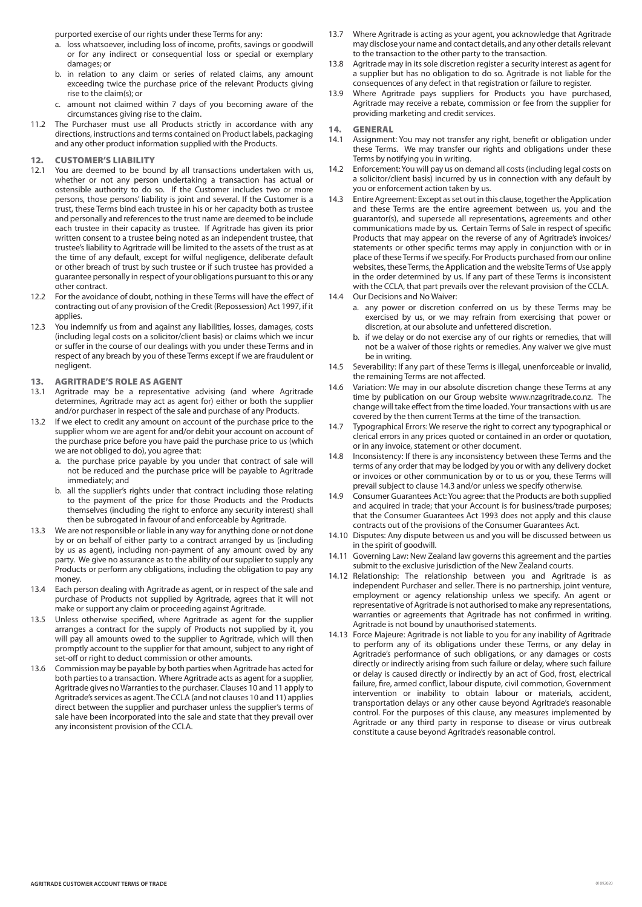purported exercise of our rights under these Terms for any:

a. loss whatsoever, including loss of income, profits, savings or goodwill or for any indirect or consequential loss or special or exemplary damages; or
b. in relation to any claim or series of related claims, any amount exceeding twice the purchase price of the relevant Products giving rise to the claim(s); or
c. amount not claimed within 7 days of you becoming aware of the circumstances giving rise to the claim.

11.2 The Purchaser must use all Products strictly in accordance with any directions, instructions and terms contained on Product labels, packaging and any other product information supplied with the Products.

## 12. CUSTOMER'S LIABILITY

12.1 You are deemed to be bound by all transactions undertaken with us, whether or not any person undertaking a transaction has actual or ostensible authority to do so. If the Customer includes two or more persons, those persons' liability is joint and several. If the Customer is a trust, these Terms bind each trustee in his or her capacity both as trustee and personally and references to the trust name are deemed to be include each trustee in their capacity as trustee. If Agritrade has given its prior written consent to a trustee being noted as an independent trustee, that trustee's liability to Agritrade will be limited to the assets of the trust as at the time of any default, except for wilful negligence, deliberate default or other breach of trust by such trustee or if such trustee has provided a guarantee personally in respect of your obligations pursuant to this or any other contract.

12.2 For the avoidance of doubt, nothing in these Terms will have the effect of contracting out of any provision of the Credit (Repossession) Act 1997, if it applies.

12.3 You indemnify us from and against any liabilities, losses, damages, costs (including legal costs on a solicitor/client basis) or claims which we incur or suffer in the course of our dealings with you under these Terms and in respect of any breach by you of these Terms except if we are fraudulent or negligent.

## 13. AGRITRADE'S ROLE AS AGENT

13.1 Agritrade may be a representative advising (and where Agritrade determines, Agritrade may act as agent for) either or both the supplier and/or purchaser in respect of the sale and purchase of any Products.

13.2 If we elect to credit any amount on account of the purchase price to the supplier whom we are agent for and/or debit your account on account of the purchase price before you have paid the purchase price to us (which we are not obliged to do), you agree that:

a. the purchase price payable by you under that contract of sale will not be reduced and the purchase price will be payable to Agritrade immediately; and
b. all the supplier's rights under that contract including those relating to the payment of the price for those Products and the Products themselves (including the right to enforce any security interest) shall then be subrogated in favour of and enforceable by Agritrade.

13.3 We are not responsible or liable in any way for anything done or not done by or on behalf of either party to a contract arranged by us (including by us as agent), including non-payment of any amount owed by any party. We give no assurance as to the ability of our supplier to supply any Products or perform any obligations, including the obligation to pay any money.

13.4 Each person dealing with Agritrade as agent, or in respect of the sale and purchase of Products not supplied by Agritrade, agrees that it will not make or support any claim or proceeding against Agritrade.

13.5 Unless otherwise specified, where Agritrade as agent for the supplier arranges a contract for the supply of Products not supplied by it, you will pay all amounts owed to the supplier to Agritrade, which will then promptly account to the supplier for that amount, subject to any right of set-off or right to deduct commission or other amounts.

13.6 Commission may be payable by both parties when Agritrade has acted for both parties to a transaction. Where Agritrade acts as agent for a supplier, Agritrade gives no Warranties to the purchaser. Clauses 10 and 11 apply to Agritrade's services as agent. The CCLA (and not clauses 10 and 11) applies direct between the supplier and purchaser unless the supplier's terms of sale have been incorporated into the sale and state that they prevail over any inconsistent provision of the CCLA.

13.7 Where Agritrade is acting as your agent, you acknowledge that Agritrade may disclose your name and contact details, and any other details relevant to the transaction to the other party to the transaction.

13.8 Agritrade may in its sole discretion register a security interest as agent for a supplier but has no obligation to do so. Agritrade is not liable for the consequences of any defect in that registration or failure to register.

13.9 Where Agritrade pays suppliers for Products you have purchased, Agritrade may receive a rebate, commission or fee from the supplier for providing marketing and credit services.

## 14. GENERAL

14.1 Assignment: You may not transfer any right, benefit or obligation under these Terms. We may transfer our rights and obligations under these Terms by notifying you in writing.

14.2 Enforcement: You will pay us on demand all costs (including legal costs on a solicitor/client basis) incurred by us in connection with any default by you or enforcement action taken by us.

14.3 Entire Agreement: Except as set out in this clause, together the Application and these Terms are the entire agreement between us, you and the guarantor(s), and supersede all representations, agreements and other communications made by us. Certain Terms of Sale in respect of specific Products that may appear on the reverse of any of Agritrade's invoices/ statements or other specific terms may apply in conjunction with or in place of these Terms if we specify. For Products purchased from our online websites, these Terms, the Application and the website Terms of Use apply in the order determined by us. If any part of these Terms is inconsistent with the CCLA, that part prevails over the relevant provision of the CCLA.

14.4 Our Decisions and No Waiver:

a. any power or discretion conferred on us by these Terms may be exercised by us, or we may refrain from exercising that power or discretion, at our absolute and unfettered discretion.
b. if we delay or do not exercise any of our rights or remedies, that will not be a waiver of those rights or remedies. Any waiver we give must be in writing.

14.5 Severability: If any part of these Terms is illegal, unenforceable or invalid, the remaining Terms are not affected.

14.6 Variation: We may in our absolute discretion change these Terms at any time by publication on our Group website www.nzagritrade.co.nz. The change will take effect from the time loaded. Your transactions with us are covered by the then current Terms at the time of the transaction.

14.7 Typographical Errors: We reserve the right to correct any typographical or clerical errors in any prices quoted or contained in an order or quotation, or in any invoice, statement or other document.

14.8 Inconsistency: If there is any inconsistency between these Terms and the terms of any order that may be lodged by you or with any delivery docket or invoices or other communication by or to us or you, these Terms will prevail subject to clause 14.3 and/or unless we specify otherwise.

14.9 Consumer Guarantees Act: You agree: that the Products are both supplied and acquired in trade; that your Account is for business/trade purposes; that the Consumer Guarantees Act 1993 does not apply and this clause contracts out of the provisions of the Consumer Guarantees Act.

14.10 Disputes: Any dispute between us and you will be discussed between us in the spirit of goodwill.

14.11 Governing Law: New Zealand law governs this agreement and the parties submit to the exclusive jurisdiction of the New Zealand courts.

14.12 Relationship: The relationship between you and Agritrade is as independent Purchaser and seller. There is no partnership, joint venture, employment or agency relationship unless we specify. An agent or representative of Agritrade is not authorised to make any representations, warranties or agreements that Agritrade has not confirmed in writing. Agritrade is not bound by unauthorised statements.

14.13 Force Majeure: Agritrade is not liable to you for any inability of Agritrade to perform any of its obligations under these Terms, or any delay in Agritrade's performance of such obligations, or any damages or costs directly or indirectly arising from such failure or delay, where such failure or delay is caused directly or indirectly by an act of God, frost, electrical failure, fire, armed conflict, labour dispute, civil commotion, Government intervention or inability to obtain labour or materials, accident, transportation delays or any other cause beyond Agritrade's reasonable control. For the purposes of this clause, any measures implemented by Agritrade or any third party in response to disease or virus outbreak constitute a cause beyond Agritrade's reasonable control.